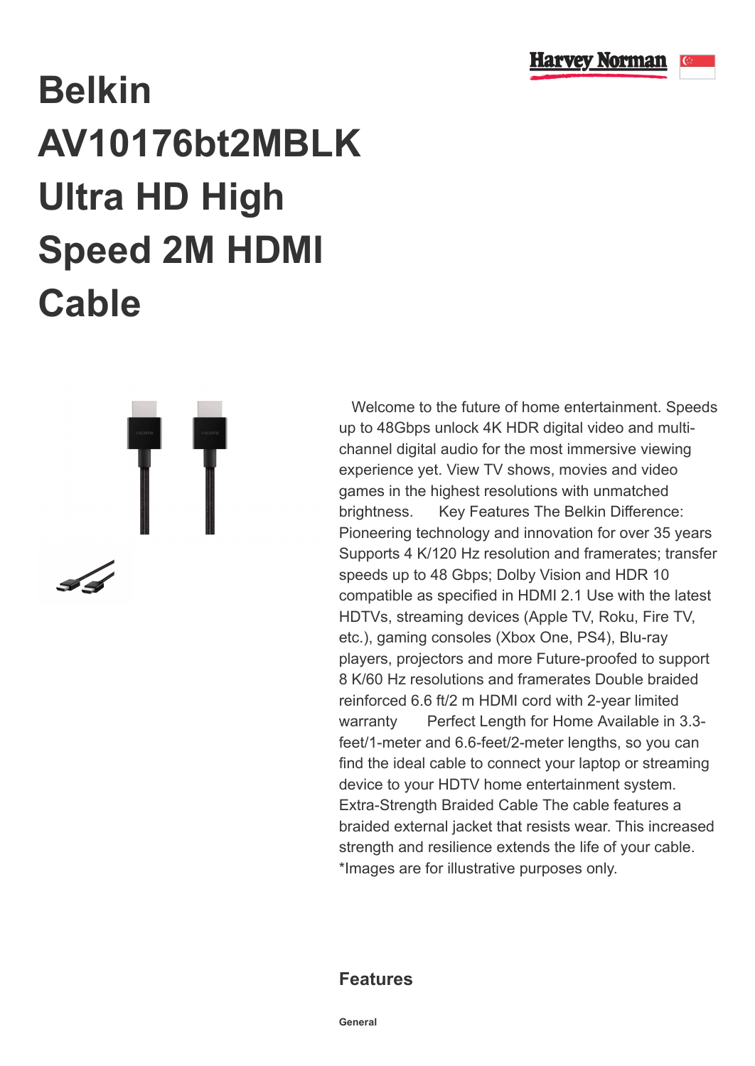# Belkin AV10176bt2MBLK Ultra HD High Speed 2M HDMI Cable

Welcome to the future of home entertainment. Speeds up to 48Gbps unlock 4K HDR digital video and multi-channel digital audio for the most immersive viewing experience yet. View TV shows, movies and video games in the highest resolutions with unmatched brightness. Key Features The Belkin Difference: Pioneering technology and innovation for over 35 years Supports 4 K/120 Hz resolution and framerates; transfer speeds up to 48 Gbps; Dolby Vision and HDR 10 compatible as specified in HDMI 2.1 Use with the latest HDTVs, streaming devices (Apple TV, Roku, Fire TV, etc.), gaming consoles (Xbox One, PS4), Blu-ray players, projectors and more Future-proofed to support 8 K/60 Hz resolutions and framerates Double braided reinforced 6.6 ft/2 m HDMI cord with 2-year limited warranty Perfect Length for Home Available in 3.3-feet/1-meter and 6.6-feet/2-meter lengths, so you can find the ideal cable to connect your laptop or streaming device to your HDTV home entertainment system. Extra-Strength Braided Cable The cable features a braided external jacket that resists wear. This increased strength and resilience extends the life of your cable. *Images are for illustrative purposes only.

## Features

**General**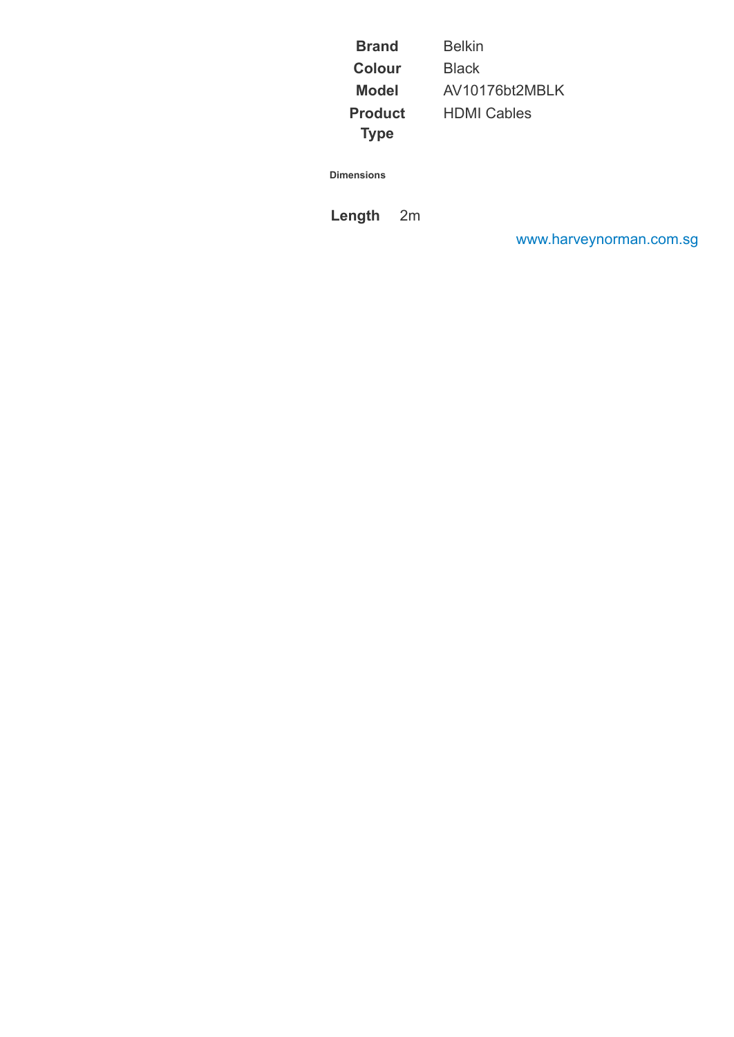| | |
|---|---|
| **Brand** | Belkin |
| **Colour** | Black |
| **Model** | AV10176bt2MBLK |
| **Product Type** | HDMI Cables |

**Dimensions**

| | |
|---|---|
| **Length** | 2m |

www.harveynorman.com.sg